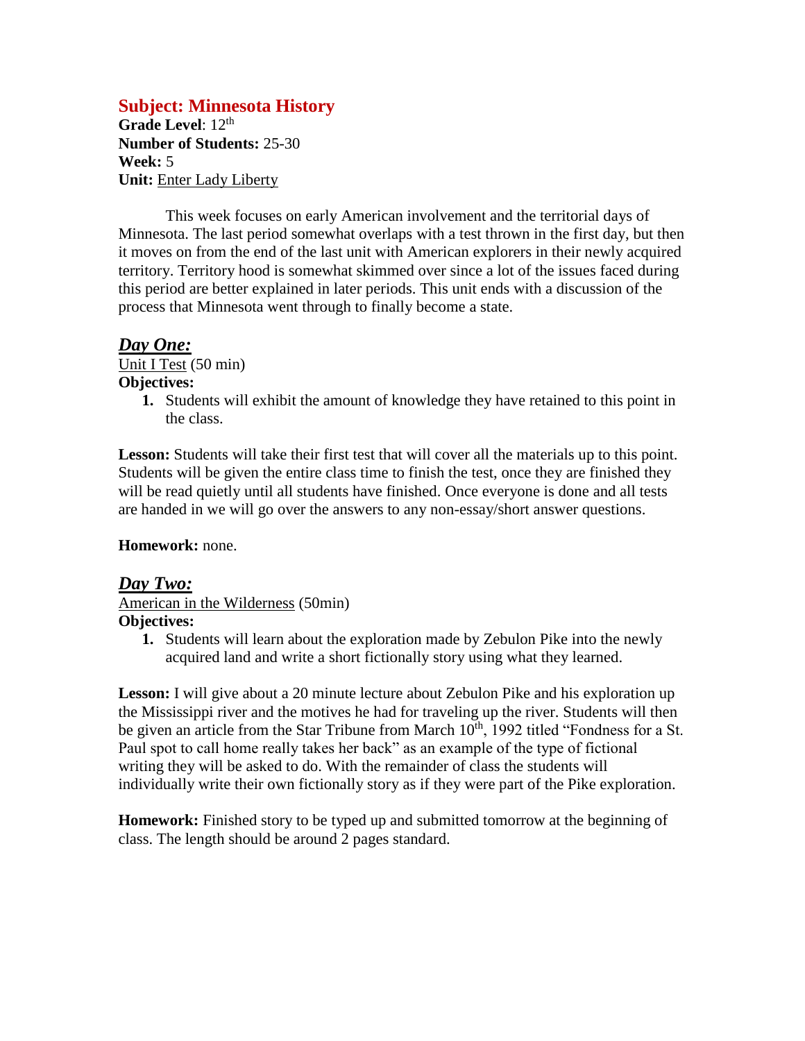## Subject: Minnesota History

**Grade Level**: 12th
**Number of Students:** 25-30
**Week:** 5
**Unit:** Enter Lady Liberty

This week focuses on early American involvement and the territorial days of Minnesota. The last period somewhat overlaps with a test thrown in the first day, but then it moves on from the end of the last unit with American explorers in their newly acquired territory. Territory hood is somewhat skimmed over since a lot of the issues faced during this period are better explained in later periods. This unit ends with a discussion of the process that Minnesota went through to finally become a state.

### *Day One:*

Unit I Test (50 min)

**Objectives:**

1. Students will exhibit the amount of knowledge they have retained to this point in the class.

**Lesson:** Students will take their first test that will cover all the materials up to this point. Students will be given the entire class time to finish the test, once they are finished they will be read quietly until all students have finished. Once everyone is done and all tests are handed in we will go over the answers to any non-essay/short answer questions.

**Homework:** none.

### *Day Two:*

American in the Wilderness (50min)

**Objectives:**

1. Students will learn about the exploration made by Zebulon Pike into the newly acquired land and write a short fictionally story using what they learned.

**Lesson:** I will give about a 20 minute lecture about Zebulon Pike and his exploration up the Mississippi river and the motives he had for traveling up the river. Students will then be given an article from the Star Tribune from March 10th, 1992 titled "Fondness for a St. Paul spot to call home really takes her back" as an example of the type of fictional writing they will be asked to do. With the remainder of class the students will individually write their own fictionally story as if they were part of the Pike exploration.

**Homework:** Finished story to be typed up and submitted tomorrow at the beginning of class. The length should be around 2 pages standard.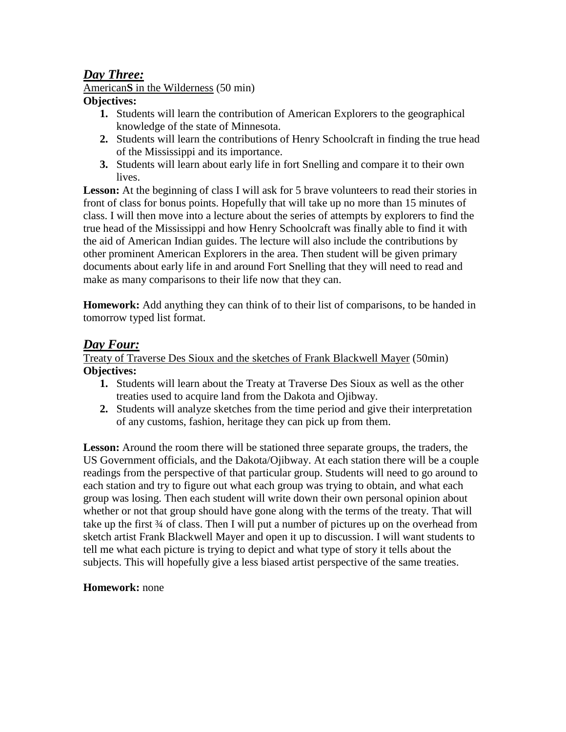## ***Day Three:***

<u>American**S** in the Wilderness</u> (50 min)

**Objectives:**

1. Students will learn the contribution of American Explorers to the geographical knowledge of the state of Minnesota.
2. Students will learn the contributions of Henry Schoolcraft in finding the true head of the Mississippi and its importance.
3. Students will learn about early life in fort Snelling and compare it to their own lives.

**Lesson:** At the beginning of class I will ask for 5 brave volunteers to read their stories in front of class for bonus points. Hopefully that will take up no more than 15 minutes of class. I will then move into a lecture about the series of attempts by explorers to find the true head of the Mississippi and how Henry Schoolcraft was finally able to find it with the aid of American Indian guides. The lecture will also include the contributions by other prominent American Explorers in the area. Then student will be given primary documents about early life in and around Fort Snelling that they will need to read and make as many comparisons to their life now that they can.

**Homework:** Add anything they can think of to their list of comparisons, to be handed in tomorrow typed list format.

## ***Day Four:***

<u>Treaty of Traverse Des Sioux and the sketches of Frank Blackwell Mayer</u> (50min)

**Objectives:**

1. Students will learn about the Treaty at Traverse Des Sioux as well as the other treaties used to acquire land from the Dakota and Ojibway.
2. Students will analyze sketches from the time period and give their interpretation of any customs, fashion, heritage they can pick up from them.

**Lesson:** Around the room there will be stationed three separate groups, the traders, the US Government officials, and the Dakota/Ojibway. At each station there will be a couple readings from the perspective of that particular group. Students will need to go around to each station and try to figure out what each group was trying to obtain, and what each group was losing. Then each student will write down their own personal opinion about whether or not that group should have gone along with the terms of the treaty. That will take up the first ¾ of class. Then I will put a number of pictures up on the overhead from sketch artist Frank Blackwell Mayer and open it up to discussion. I will want students to tell me what each picture is trying to depict and what type of story it tells about the subjects. This will hopefully give a less biased artist perspective of the same treaties.

**Homework:** none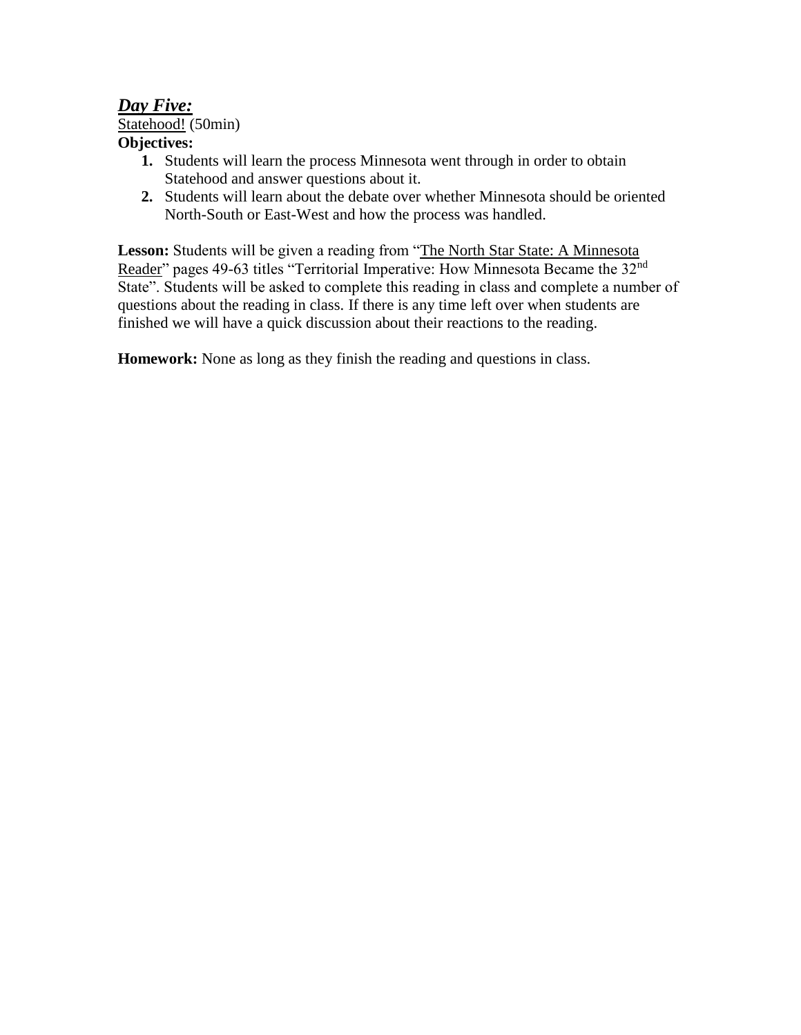## ***Day Five:***

Statehood! (50min)

**Objectives:**

1. Students will learn the process Minnesota went through in order to obtain Statehood and answer questions about it.
2. Students will learn about the debate over whether Minnesota should be oriented North-South or East-West and how the process was handled.

**Lesson:** Students will be given a reading from "The North Star State: A Minnesota Reader" pages 49-63 titles "Territorial Imperative: How Minnesota Became the 32nd State". Students will be asked to complete this reading in class and complete a number of questions about the reading in class. If there is any time left over when students are finished we will have a quick discussion about their reactions to the reading.

**Homework:** None as long as they finish the reading and questions in class.